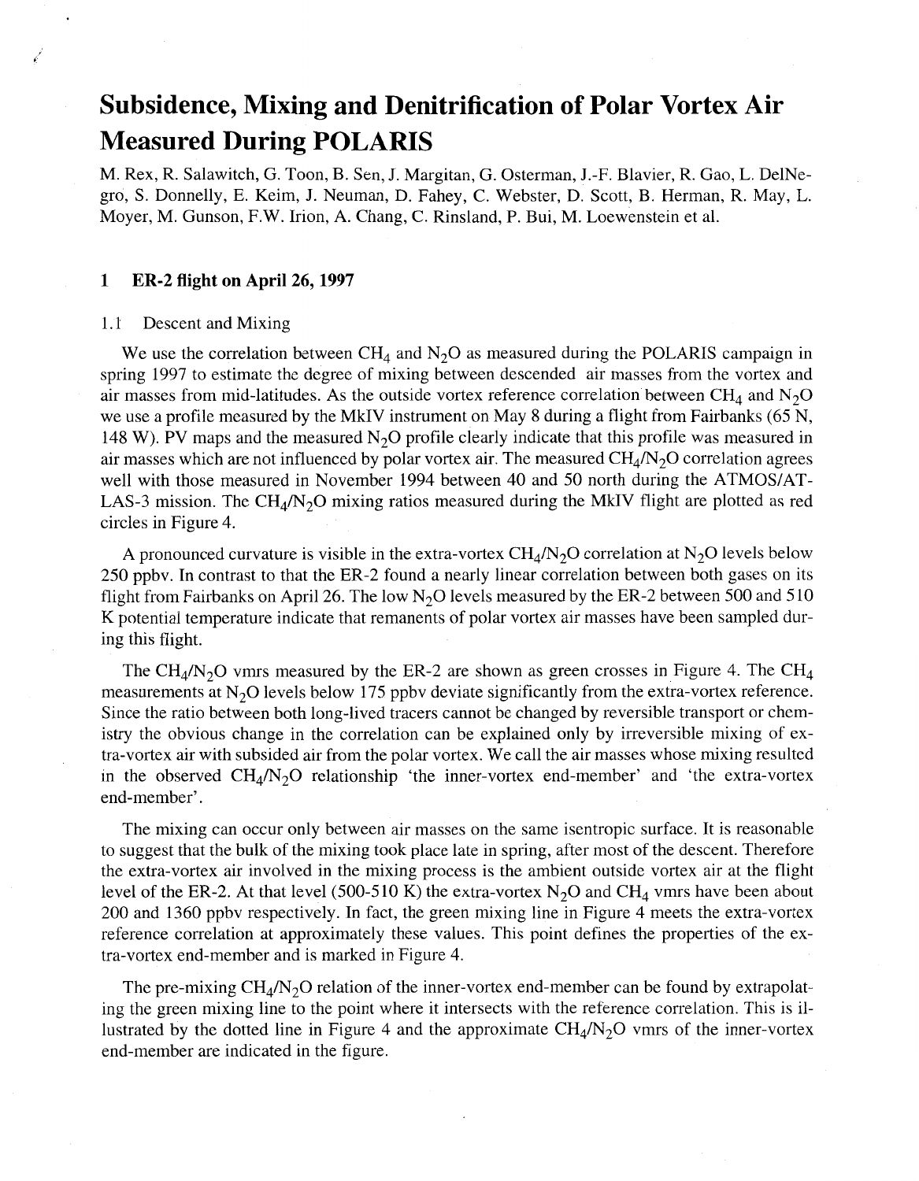# Subsidence, Mixing and Denitrification of Polar Vortex Air Measured During POLARIS

M. Rex, R. Salawitch, G. Toon, B. Sen, J. Margitan, G. Osterman, J.-F. Blavier, R. Gao, L. DelNegro, S. Donnelly, E. Keim, J. Neuman, D. Fahey, C. Webster, D. Scott, B. Herman, R. May, L. Moyer, M. Gunson, F.W. Irion, A. Chang, C. Rinsland, P. Bui, M. Loewenstein et al.

## 1 ER-2 flight on April 26, 1997

### 1.1 Descent and Mixing

We use the correlation between $CH_4$ and $N_2O$ as measured during the POLARIS campaign in spring 1997 to estimate the degree of mixing between descended air masses from the vortex and air masses from mid-latitudes. As the outside vortex reference correlation between $CH_4$ and $N_2O$ we use a profile measured by the MkIV instrument on May 8 during a flight from Fairbanks (65 N, 148 W). PV maps and the measured $N_2O$ profile clearly indicate that this profile was measured in air masses which are not influenced by polar vortex air. The measured $CH_4/N_2O$ correlation agrees well with those measured in November 1994 between 40 and 50 north during the ATMOS/ATLAS-3 mission. The $CH_4/N_2O$ mixing ratios measured during the MkIV flight are plotted as red circles in Figure 4.

A pronounced curvature is visible in the extra-vortex $CH_4/N_2O$ correlation at $N_2O$ levels below 250 ppbv. In contrast to that the ER-2 found a nearly linear correlation between both gases on its flight from Fairbanks on April 26. The low $N_2O$ levels measured by the ER-2 between 500 and 510 K potential temperature indicate that remanents of polar vortex air masses have been sampled during this flight.

The $CH_4/N_2O$ vmrs measured by the ER-2 are shown as green crosses in Figure 4. The $CH_4$ measurements at $N_2O$ levels below 175 ppbv deviate significantly from the extra-vortex reference. Since the ratio between both long-lived tracers cannot be changed by reversible transport or chemistry the obvious change in the correlation can be explained only by irreversible mixing of extra-vortex air with subsided air from the polar vortex. We call the air masses whose mixing resulted in the observed $CH_4/N_2O$ relationship 'the inner-vortex end-member' and 'the extra-vortex end-member'.

The mixing can occur only between air masses on the same isentropic surface. It is reasonable to suggest that the bulk of the mixing took place late in spring, after most of the descent. Therefore the extra-vortex air involved in the mixing process is the ambient outside vortex air at the flight level of the ER-2. At that level (500-510 K) the extra-vortex $N_2O$ and $CH_4$ vmrs have been about 200 and 1360 ppbv respectively. In fact, the green mixing line in Figure 4 meets the extra-vortex reference correlation at approximately these values. This point defines the properties of the extra-vortex end-member and is marked in Figure 4.

The pre-mixing $CH_4/N_2O$ relation of the inner-vortex end-member can be found by extrapolating the green mixing line to the point where it intersects with the reference correlation. This is illustrated by the dotted line in Figure 4 and the approximate $CH_4/N_2O$ vmrs of the inner-vortex end-member are indicated in the figure.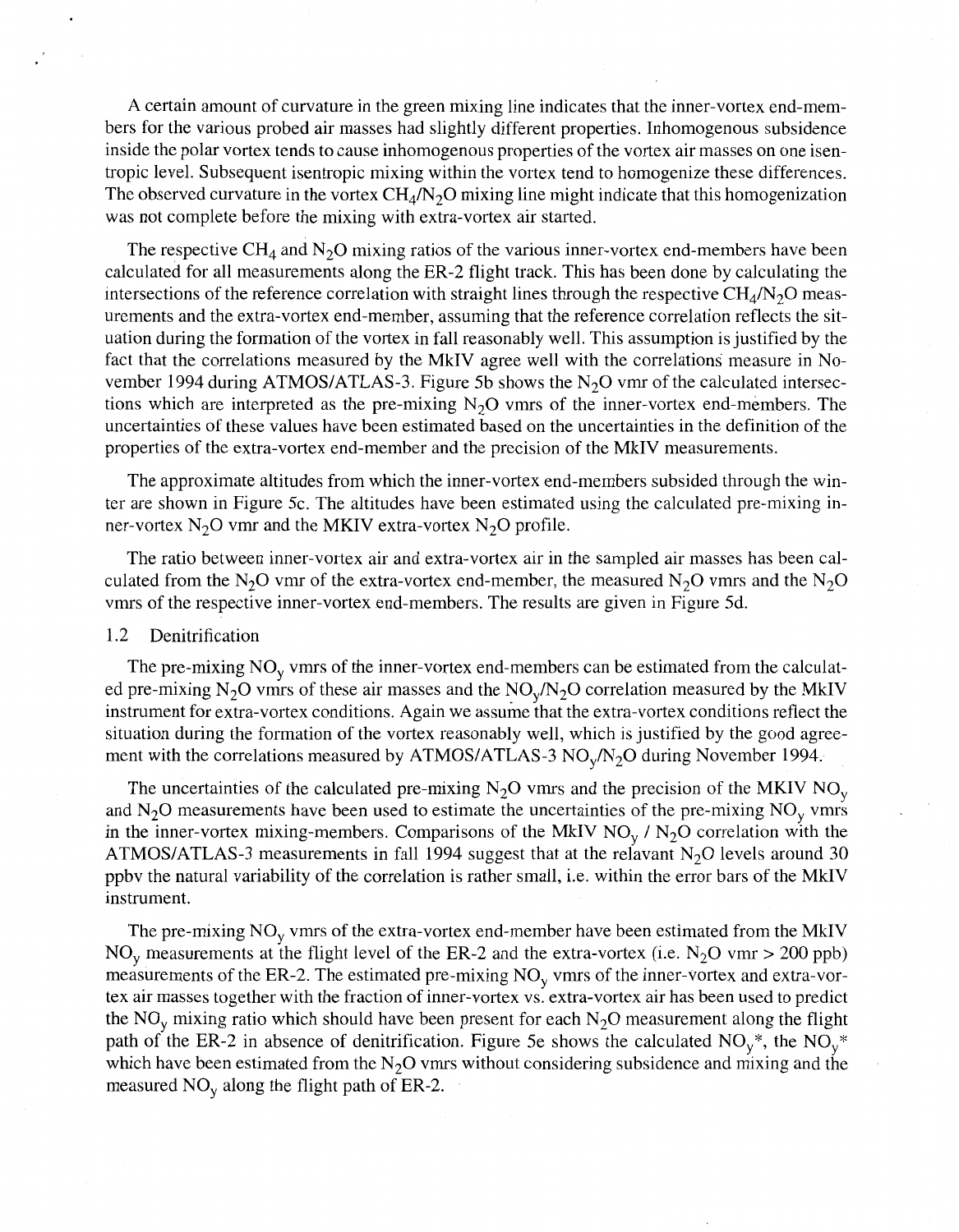A certain amount of curvature in the green mixing line indicates that the inner-vortex end-members for the various probed air masses had slightly different properties. Inhomogenous subsidence inside the polar vortex tends to cause inhomogenous properties of the vortex air masses on one isentropic level. Subsequent isentropic mixing within the vortex tend to homogenize these differences. The observed curvature in the vortex $CH_4/N_2O$ mixing line might indicate that this homogenization was not complete before the mixing with extra-vortex air started.

The respective $CH_4$ and $N_2O$ mixing ratios of the various inner-vortex end-members have been calculated for all measurements along the ER-2 flight track. This has been done by calculating the intersections of the reference correlation with straight lines through the respective $CH_4/N_2O$ measurements and the extra-vortex end-member, assuming that the reference correlation reflects the situation during the formation of the vortex in fall reasonably well. This assumption is justified by the fact that the correlations measured by the MkIV agree well with the correlations measure in November 1994 during ATMOS/ATLAS-3. Figure 5b shows the $N_2O$ vmr of the calculated intersections which are interpreted as the pre-mixing $N_2O$ vmrs of the inner-vortex end-members. The uncertainties of these values have been estimated based on the uncertainties in the definition of the properties of the extra-vortex end-member and the precision of the MkIV measurements.

The approximate altitudes from which the inner-vortex end-members subsided through the winter are shown in Figure 5c. The altitudes have been estimated using the calculated pre-mixing inner-vortex $N_2O$ vmr and the MKIV extra-vortex $N_2O$ profile.

The ratio between inner-vortex air and extra-vortex air in the sampled air masses has been calculated from the $N_2O$ vmr of the extra-vortex end-member, the measured $N_2O$ vmrs and the $N_2O$ vmrs of the respective inner-vortex end-members. The results are given in Figure 5d.

## 1.2 Denitrification

The pre-mixing $NO_y$ vmrs of the inner-vortex end-members can be estimated from the calculated pre-mixing $N_2O$ vmrs of these air masses and the $NO_y/N_2O$ correlation measured by the MkIV instrument for extra-vortex conditions. Again we assume that the extra-vortex conditions reflect the situation during the formation of the vortex reasonably well, which is justified by the good agreement with the correlations measured by ATMOS/ATLAS-3 $NO_y/N_2O$ during November 1994.

The uncertainties of the calculated pre-mixing $N_2O$ vmrs and the precision of the MKIV $NO_y$ and $N_2O$ measurements have been used to estimate the uncertainties of the pre-mixing $NO_y$ vmrs in the inner-vortex mixing-members. Comparisons of the MkIV $NO_y$ / $N_2O$ correlation with the ATMOS/ATLAS-3 measurements in fall 1994 suggest that at the relavant $N_2O$ levels around 30 ppbv the natural variability of the correlation is rather small, i.e. within the error bars of the MkIV instrument.

The pre-mixing $NO_y$ vmrs of the extra-vortex end-member have been estimated from the MkIV $NO_y$ measurements at the flight level of the ER-2 and the extra-vortex (i.e. $N_2O$ vmr > 200 ppb) measurements of the ER-2. The estimated pre-mixing $NO_y$ vmrs of the inner-vortex and extra-vortex air masses together with the fraction of inner-vortex vs. extra-vortex air has been used to predict the $NO_y$ mixing ratio which should have been present for each $N_2O$ measurement along the flight path of the ER-2 in absence of denitrification. Figure 5e shows the calculated $NO_y^*$, the $NO_y^*$ which have been estimated from the $N_2O$ vmrs without considering subsidence and mixing and the measured $NO_y$ along the flight path of ER-2.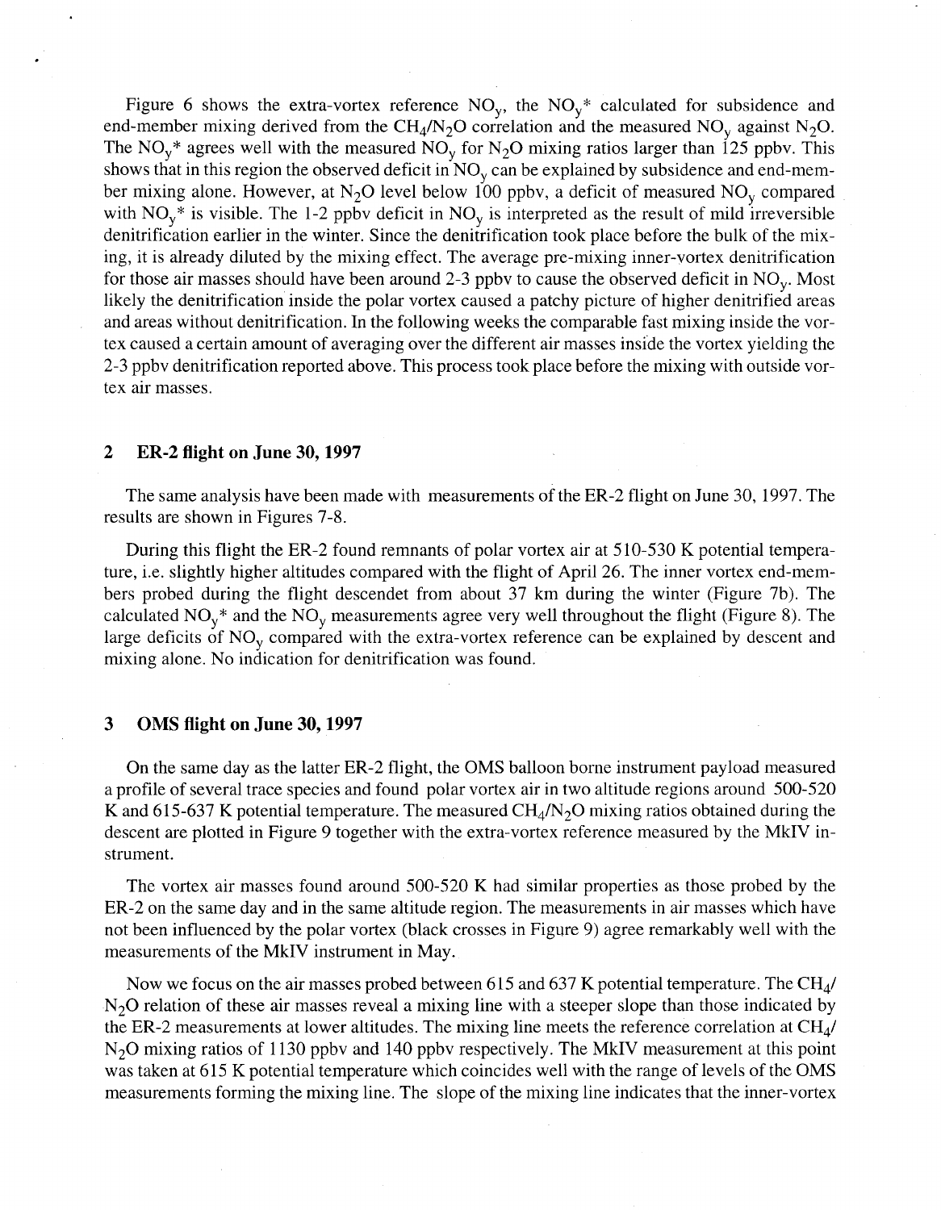Figure 6 shows the extra-vortex reference $NO_y$, the $NO_y$* calculated for subsidence and end-member mixing derived from the $CH_4/N_2O$ correlation and the measured $NO_y$ against $N_2O$. The $NO_y$* agrees well with the measured $NO_y$ for $N_2O$ mixing ratios larger than 125 ppbv. This shows that in this region the observed deficit in $NO_y$ can be explained by subsidence and end-member mixing alone. However, at $N_2O$ level below 100 ppbv, a deficit of measured $NO_y$ compared with $NO_y$* is visible. The 1-2 ppbv deficit in $NO_y$ is interpreted as the result of mild irreversible denitrification earlier in the winter. Since the denitrification took place before the bulk of the mixing, it is already diluted by the mixing effect. The average pre-mixing inner-vortex denitrification for those air masses should have been around 2-3 ppbv to cause the observed deficit in $NO_y$. Most likely the denitrification inside the polar vortex caused a patchy picture of higher denitrified areas and areas without denitrification. In the following weeks the comparable fast mixing inside the vortex caused a certain amount of averaging over the different air masses inside the vortex yielding the 2-3 ppbv denitrification reported above. This process took place before the mixing with outside vortex air masses.

## 2 ER-2 flight on June 30, 1997

The same analysis have been made with measurements of the ER-2 flight on June 30, 1997. The results are shown in Figures 7-8.

During this flight the ER-2 found remnants of polar vortex air at 510-530 K potential temperature, i.e. slightly higher altitudes compared with the flight of April 26. The inner vortex end-members probed during the flight descendet from about 37 km during the winter (Figure 7b). The calculated $NO_y$* and the $NO_y$ measurements agree very well throughout the flight (Figure 8). The large deficits of $NO_y$ compared with the extra-vortex reference can be explained by descent and mixing alone. No indication for denitrification was found.

## 3 OMS flight on June 30, 1997

On the same day as the latter ER-2 flight, the OMS balloon borne instrument payload measured a profile of several trace species and found polar vortex air in two altitude regions around 500-520 K and 615-637 K potential temperature. The measured $CH_4/N_2O$ mixing ratios obtained during the descent are plotted in Figure 9 together with the extra-vortex reference measured by the MkIV instrument.

The vortex air masses found around 500-520 K had similar properties as those probed by the ER-2 on the same day and in the same altitude region. The measurements in air masses which have not been influenced by the polar vortex (black crosses in Figure 9) agree remarkably well with the measurements of the MkIV instrument in May.

Now we focus on the air masses probed between 615 and 637 K potential temperature. The $CH_4/N_2O$ relation of these air masses reveal a mixing line with a steeper slope than those indicated by the ER-2 measurements at lower altitudes. The mixing line meets the reference correlation at $CH_4/N_2O$ mixing ratios of 1130 ppbv and 140 ppbv respectively. The MkIV measurement at this point was taken at 615 K potential temperature which coincides well with the range of levels of the OMS measurements forming the mixing line. The slope of the mixing line indicates that the inner-vortex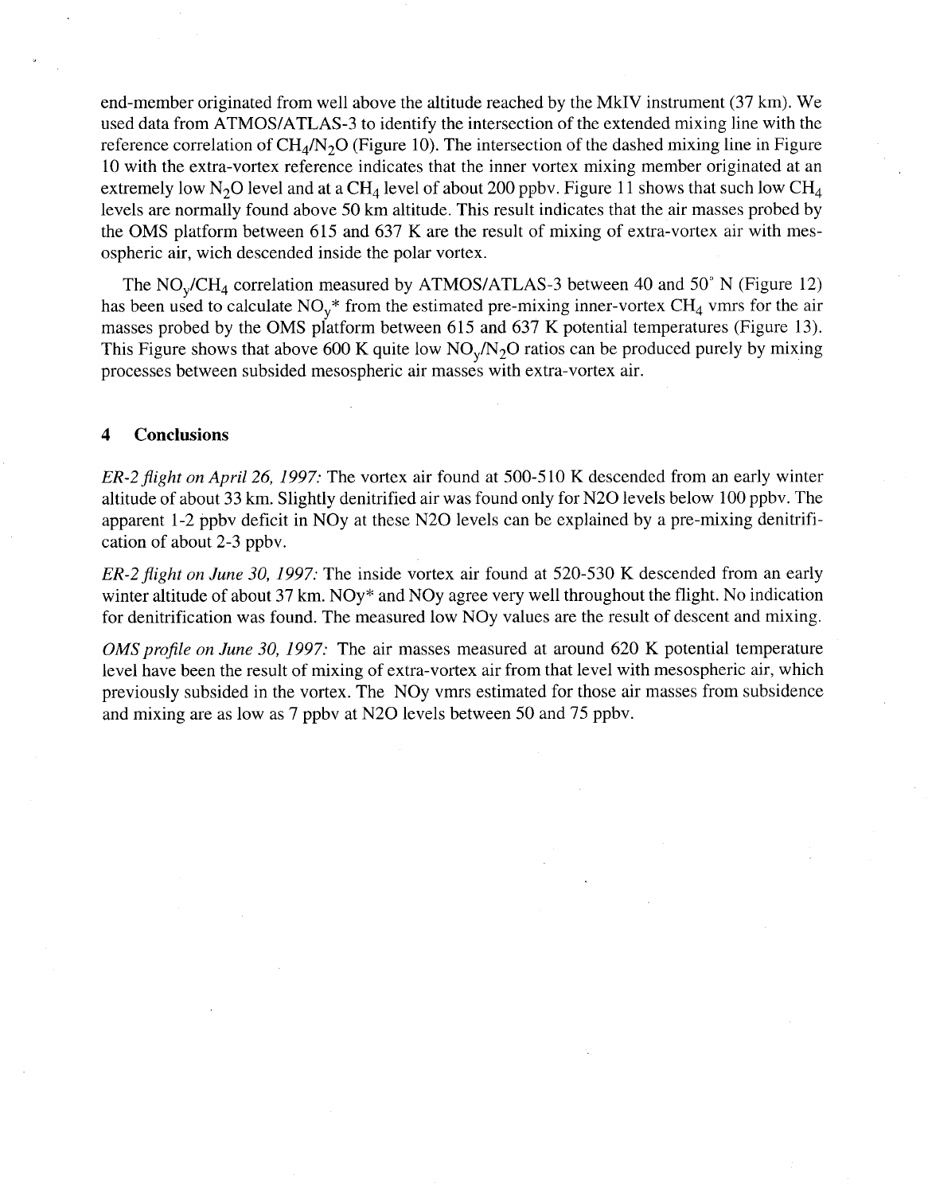end-member originated from well above the altitude reached by the MkIV instrument (37 km). We used data from ATMOS/ATLAS-3 to identify the intersection of the extended mixing line with the reference correlation of $CH_4/N_2O$ (Figure 10). The intersection of the dashed mixing line in Figure 10 with the extra-vortex reference indicates that the inner vortex mixing member originated at an extremely low $N_2O$ level and at a $CH_4$ level of about 200 ppbv. Figure 11 shows that such low $CH_4$ levels are normally found above 50 km altitude. This result indicates that the air masses probed by the OMS platform between 615 and 637 K are the result of mixing of extra-vortex air with mesospheric air, wich descended inside the polar vortex.

The $NO_y/CH_4$ correlation measured by ATMOS/ATLAS-3 between 40 and 50° N (Figure 12) has been used to calculate $NO_y$* from the estimated pre-mixing inner-vortex $CH_4$ vmrs for the air masses probed by the OMS platform between 615 and 637 K potential temperatures (Figure 13). This Figure shows that above 600 K quite low $NO_y/N_2O$ ratios can be produced purely by mixing processes between subsided mesospheric air masses with extra-vortex air.

## 4 Conclusions

*ER-2 flight on April 26, 1997:* The vortex air found at 500-510 K descended from an early winter altitude of about 33 km. Slightly denitrified air was found only for N2O levels below 100 ppbv. The apparent 1-2 ppbv deficit in NOy at these N2O levels can be explained by a pre-mixing denitrification of about 2-3 ppbv.

*ER-2 flight on June 30, 1997:* The inside vortex air found at 520-530 K descended from an early winter altitude of about 37 km. NOy* and NOy agree very well throughout the flight. No indication for denitrification was found. The measured low NOy values are the result of descent and mixing.

*OMS profile on June 30, 1997:* The air masses measured at around 620 K potential temperature level have been the result of mixing of extra-vortex air from that level with mesospheric air, which previously subsided in the vortex. The NOy vmrs estimated for those air masses from subsidence and mixing are as low as 7 ppbv at N2O levels between 50 and 75 ppbv.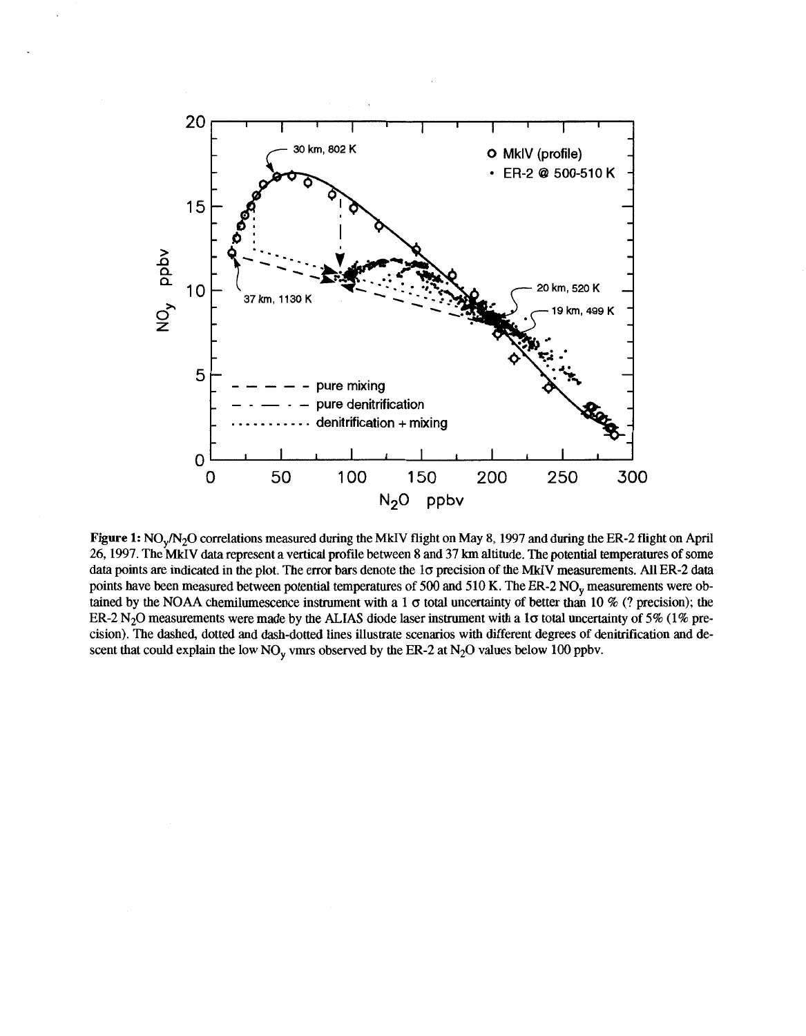**Figure 1:** $NO_y/N_2O$ correlations measured during the MkIV flight on May 8, 1997 and during the ER-2 flight on April 26, 1997. The MkIV data represent a vertical profile between 8 and 37 km altitude. The potential temperatures of some data points are indicated in the plot. The error bars denote the $1\sigma$ precision of the MkIV measurements. All ER-2 data points have been measured between potential temperatures of 500 and 510 K. The ER-2 $NO_y$ measurements were obtained by the NOAA chemilumescence instrument with a $1\ \sigma$ total uncertainty of better than 10 % (? precision); the ER-2 $N_2O$ measurements were made by the ALIAS diode laser instrument with a $1\sigma$ total uncertainty of 5% (1% precision). The dashed, dotted and dash-dotted lines illustrate scenarios with different degrees of denitrification and descent that could explain the low $NO_y$ vmrs observed by the ER-2 at $N_2O$ values below 100 ppbv.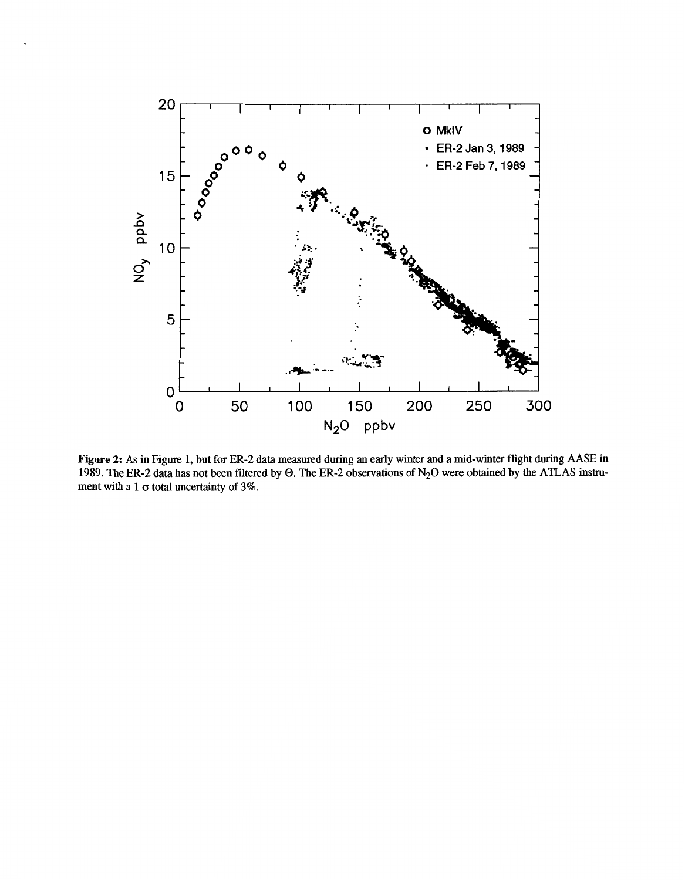**Figure 2:** As in Figure 1, but for ER-2 data measured during an early winter and a mid-winter flight during AASE in 1989. The ER-2 data has not been filtered by Θ. The ER-2 observations of $N_2O$ were obtained by the ATLAS instrument with a 1 σ total uncertainty of 3%.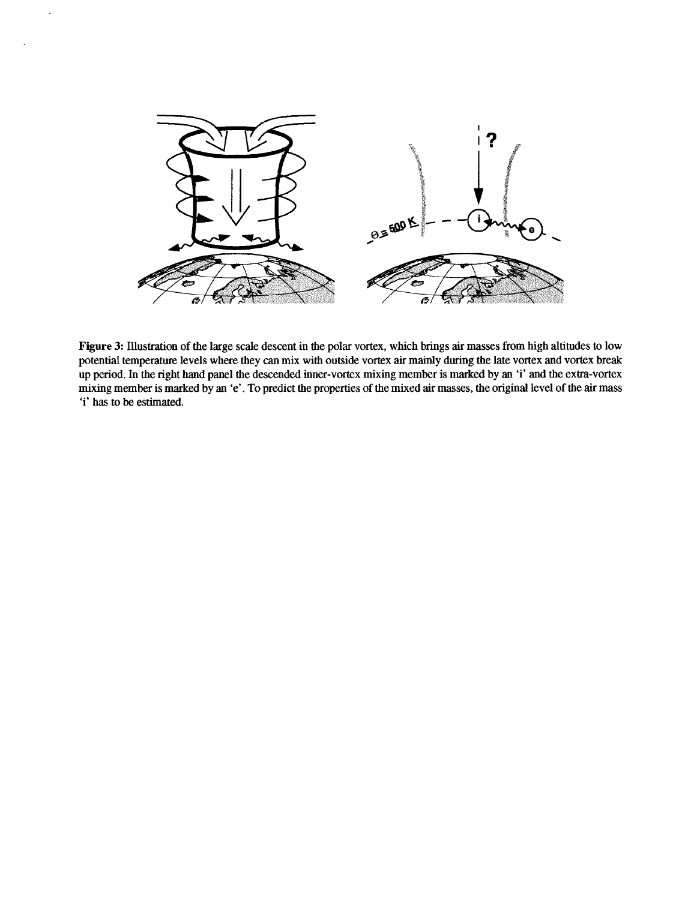**Figure 3:** Illustration of the large scale descent in the polar vortex, which brings air masses from high altitudes to low potential temperature levels where they can mix with outside vortex air mainly during the late vortex and vortex break up period. In the right hand panel the descended inner-vortex mixing member is marked by an 'i' and the extra-vortex mixing member is marked by an 'e'. To predict the properties of the mixed air masses, the original level of the air mass 'i' has to be estimated.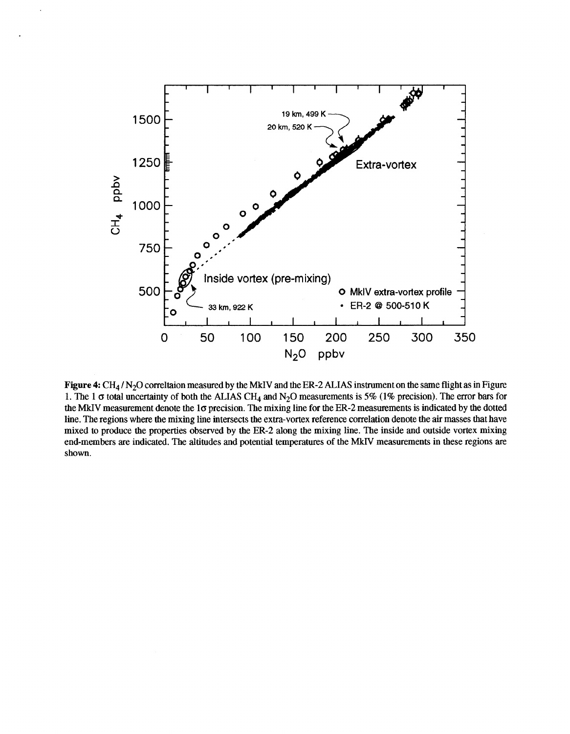**Figure 4:** $CH_4$ / $N_2O$ correltaion measured by the MkIV and the ER-2 ALIAS instrument on the same flight as in Figure 1. The 1 $\sigma$ total uncertainty of both the ALIAS $CH_4$ and $N_2O$ measurements is 5% (1% precision). The error bars for the MkIV measurement denote the 1$\sigma$ precision. The mixing line for the ER-2 measurements is indicated by the dotted line. The regions where the mixing line intersects the extra-vortex reference correlation denote the air masses that have mixed to produce the properties observed by the ER-2 along the mixing line. The inside and outside vortex mixing end-members are indicated. The altitudes and potential temperatures of the MkIV measurements in these regions are shown.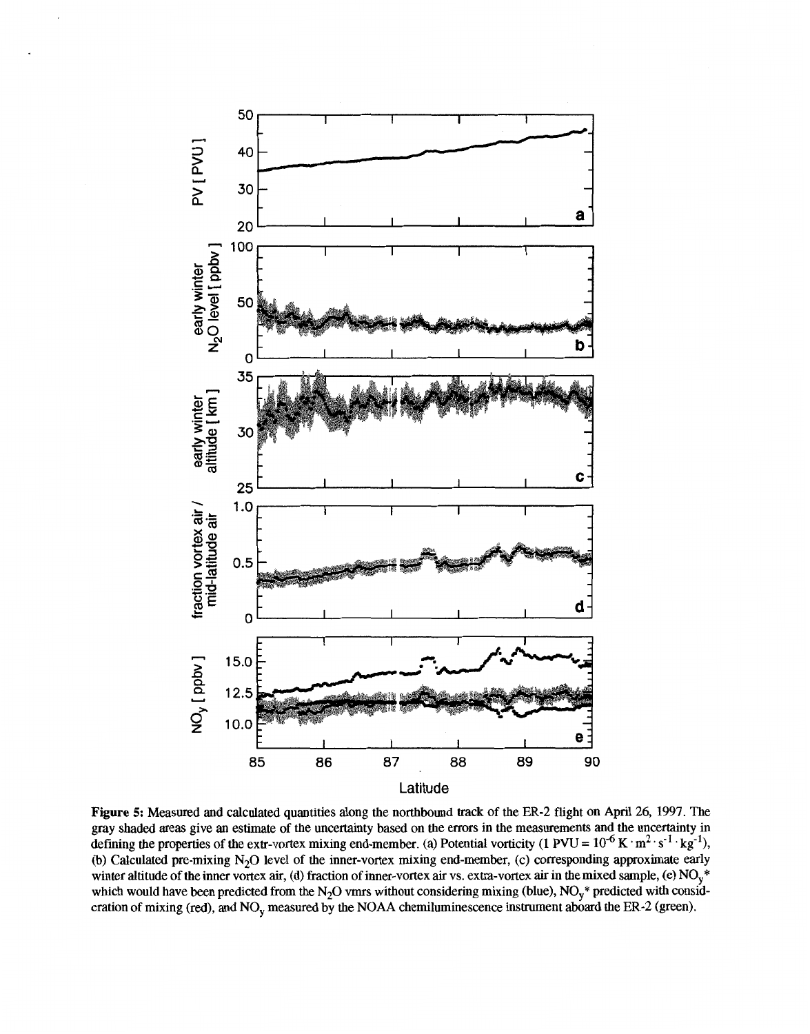**Figure 5:** Measured and calculated quantities along the northbound track of the ER-2 flight on April 26, 1997. The gray shaded areas give an estimate of the uncertainty based on the errors in the measurements and the uncertainty in defining the properties of the extr-vortex mixing end-member. (a) Potential vorticity (1 PVU = $10^{-6}$ K $\cdot$ m$^2$ $\cdot$ s$^{-1}$ $\cdot$ kg$^{-1}$), (b) Calculated pre-mixing $N_2O$ level of the inner-vortex mixing end-member, (c) corresponding approximate early winter altitude of the inner vortex air, (d) fraction of inner-vortex air vs. extra-vortex air in the mixed sample, (e) $NO_y$* which would have been predicted from the $N_2O$ vmrs without considering mixing (blue), $NO_y$* predicted with consideration of mixing (red), and $NO_y$ measured by the NOAA chemiluminescence instrument aboard the ER-2 (green).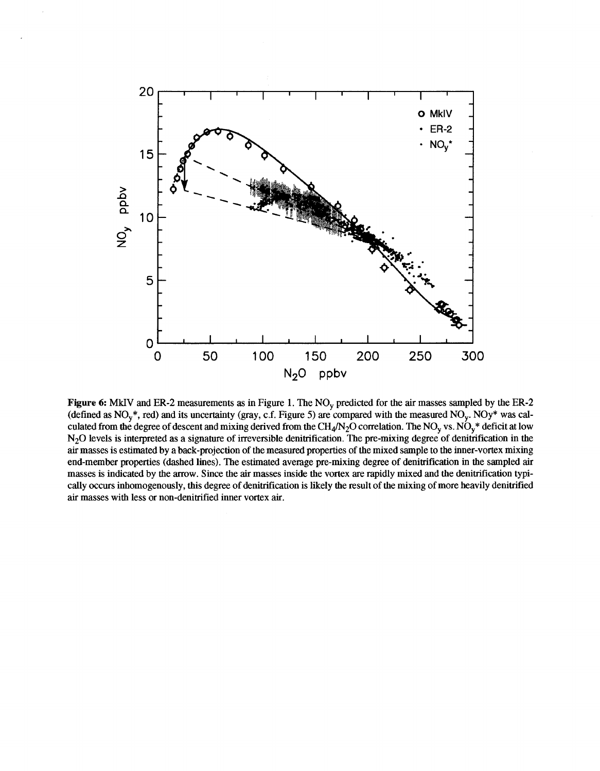**Figure 6:** MkIV and ER-2 measurements as in Figure 1. The $NO_y$ predicted for the air masses sampled by the ER-2 (defined as $NO_y$*, red) and its uncertainty (gray, c.f. Figure 5) are compared with the measured $NO_y$. NOy* was calculated from the degree of descent and mixing derived from the $CH_4/N_2O$ correlation. The $NO_y$ vs. $NO_y$* deficit at low $N_2O$ levels is interpreted as a signature of irreversible denitrification. The pre-mixing degree of denitrification in the air masses is estimated by a back-projection of the measured properties of the mixed sample to the inner-vortex mixing end-member properties (dashed lines). The estimated average pre-mixing degree of denitrification in the sampled air masses is indicated by the arrow. Since the air masses inside the vortex are rapidly mixed and the denitrification typically occurs inhomogenously, this degree of denitrification is likely the result of the mixing of more heavily denitrified air masses with less or non-denitrified inner vortex air.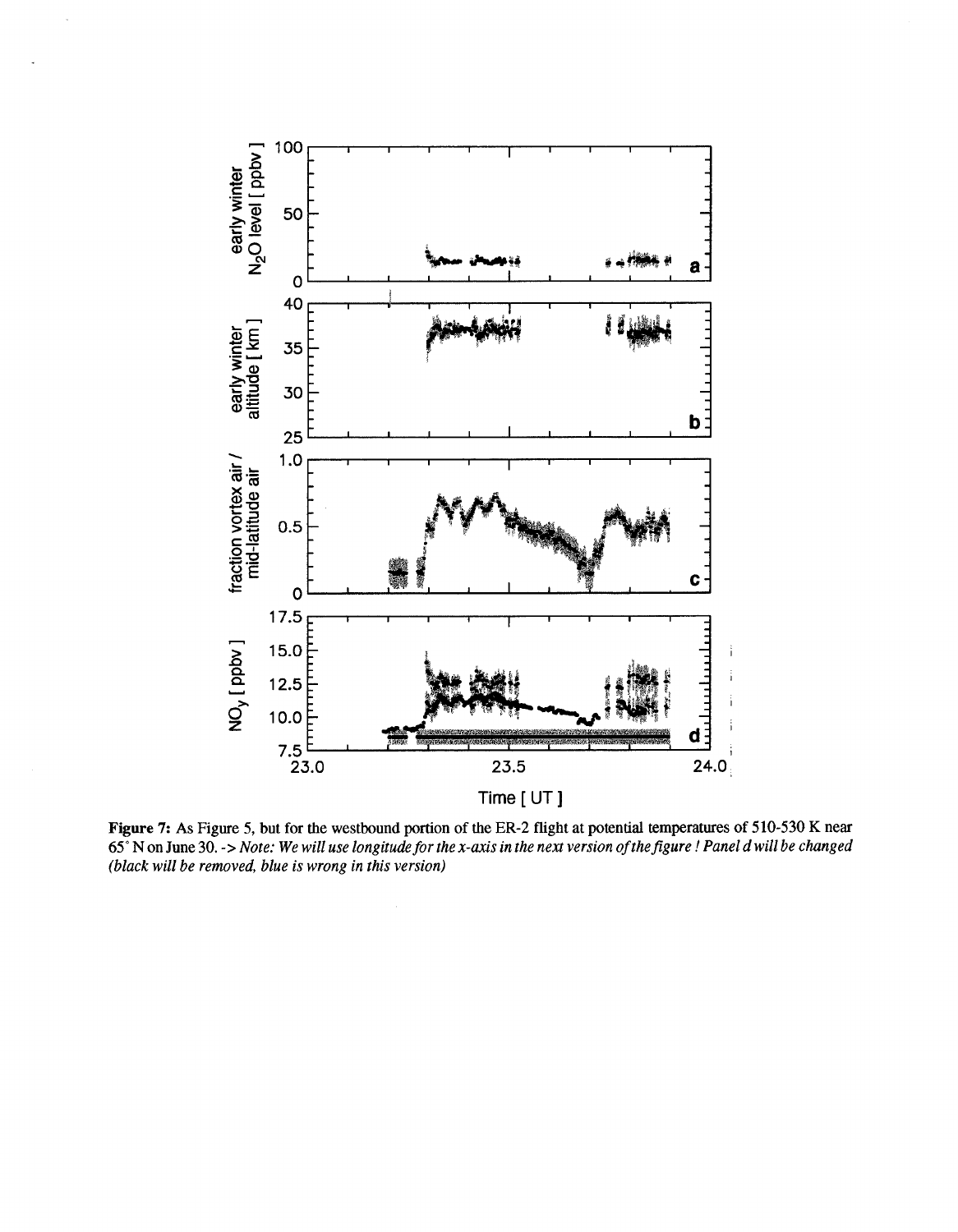**Figure 7:** As Figure 5, but for the westbound portion of the ER-2 flight at potential temperatures of 510-530 K near 65° N on June 30. -> *Note: We will use longitude for the x-axis in the next version of the figure ! Panel d will be changed (black will be removed, blue is wrong in this version)*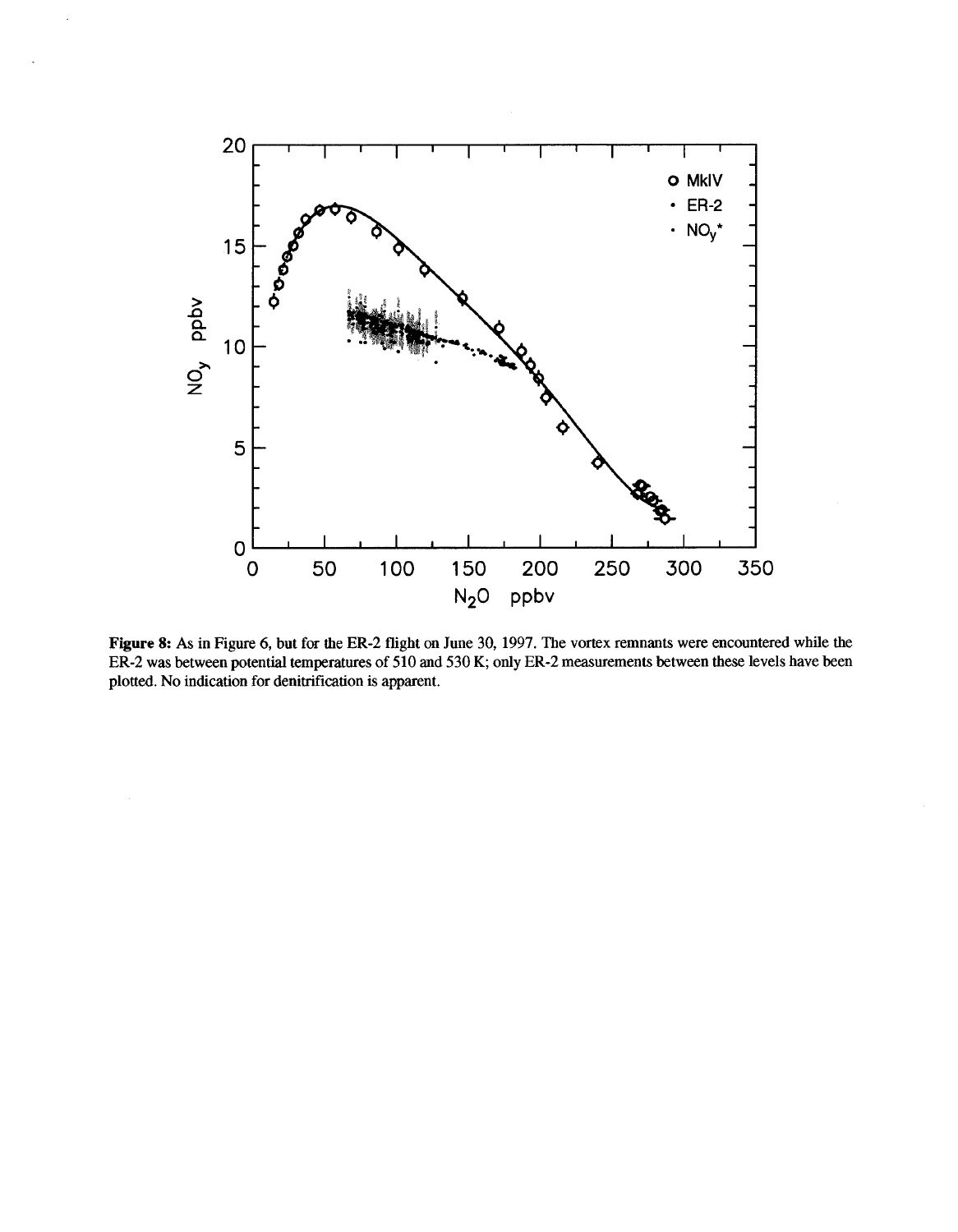**Figure 8:** As in Figure 6, but for the ER-2 flight on June 30, 1997. The vortex remnants were encountered while the ER-2 was between potential temperatures of 510 and 530 K; only ER-2 measurements between these levels have been plotted. No indication for denitrification is apparent.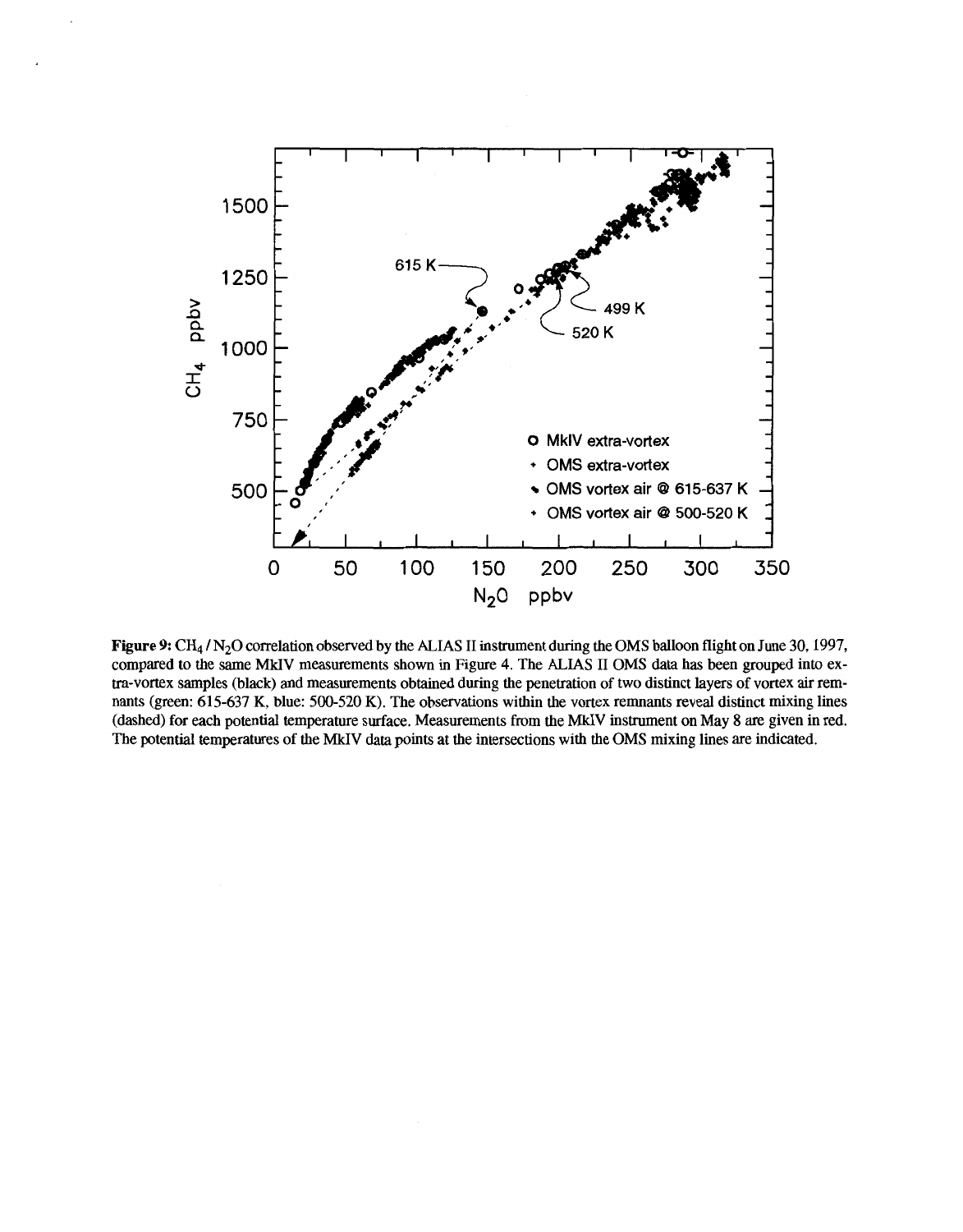**Figure 9:** $CH_4$ / $N_2O$ correlation observed by the ALIAS II instrument during the OMS balloon flight on June 30, 1997, compared to the same MkIV measurements shown in Figure 4. The ALIAS II OMS data has been grouped into extra-vortex samples (black) and measurements obtained during the penetration of two distinct layers of vortex air remnants (green: 615-637 K, blue: 500-520 K). The observations within the vortex remnants reveal distinct mixing lines (dashed) for each potential temperature surface. Measurements from the MkIV instrument on May 8 are given in red. The potential temperatures of the MkIV data points at the intersections with the OMS mixing lines are indicated.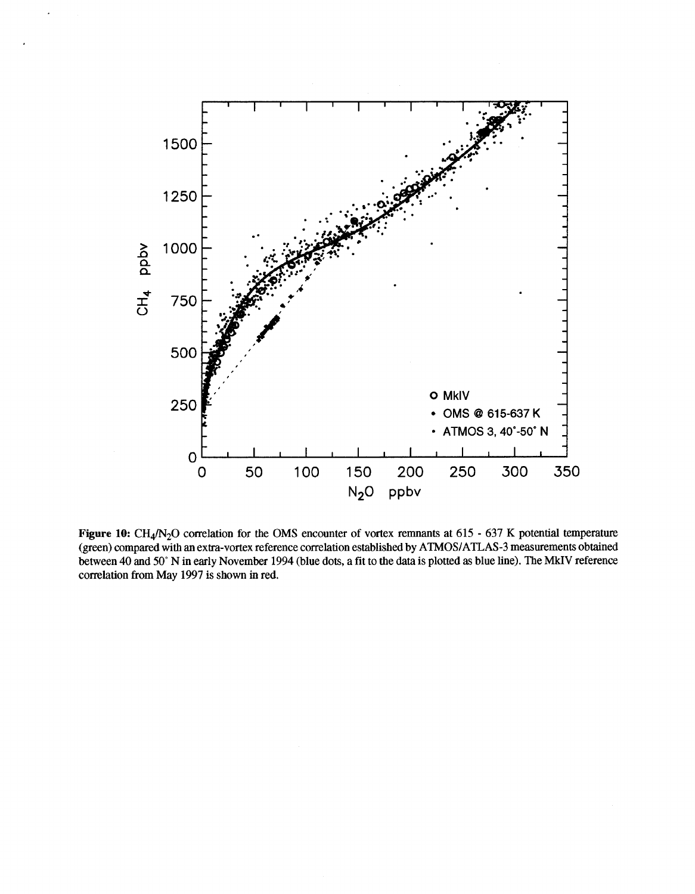**Figure 10:** $CH_4/N_2O$ correlation for the OMS encounter of vortex remnants at 615 - 637 K potential temperature (green) compared with an extra-vortex reference correlation established by ATMOS/ATLAS-3 measurements obtained between 40 and 50° N in early November 1994 (blue dots, a fit to the data is plotted as blue line). The MkIV reference correlation from May 1997 is shown in red.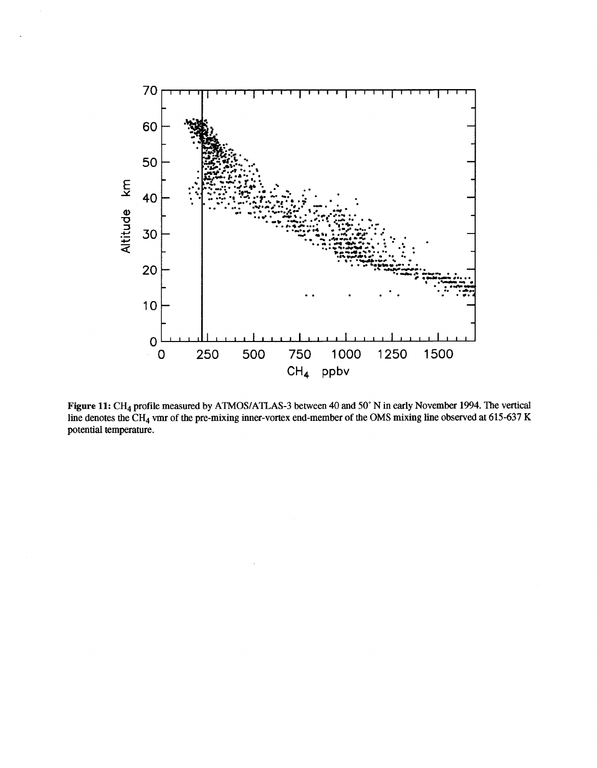**Figure 11:** $CH_4$ profile measured by ATMOS/ATLAS-3 between 40 and 50° N in early November 1994. The vertical line denotes the $CH_4$ vmr of the pre-mixing inner-vortex end-member of the OMS mixing line observed at 615-637 K potential temperature.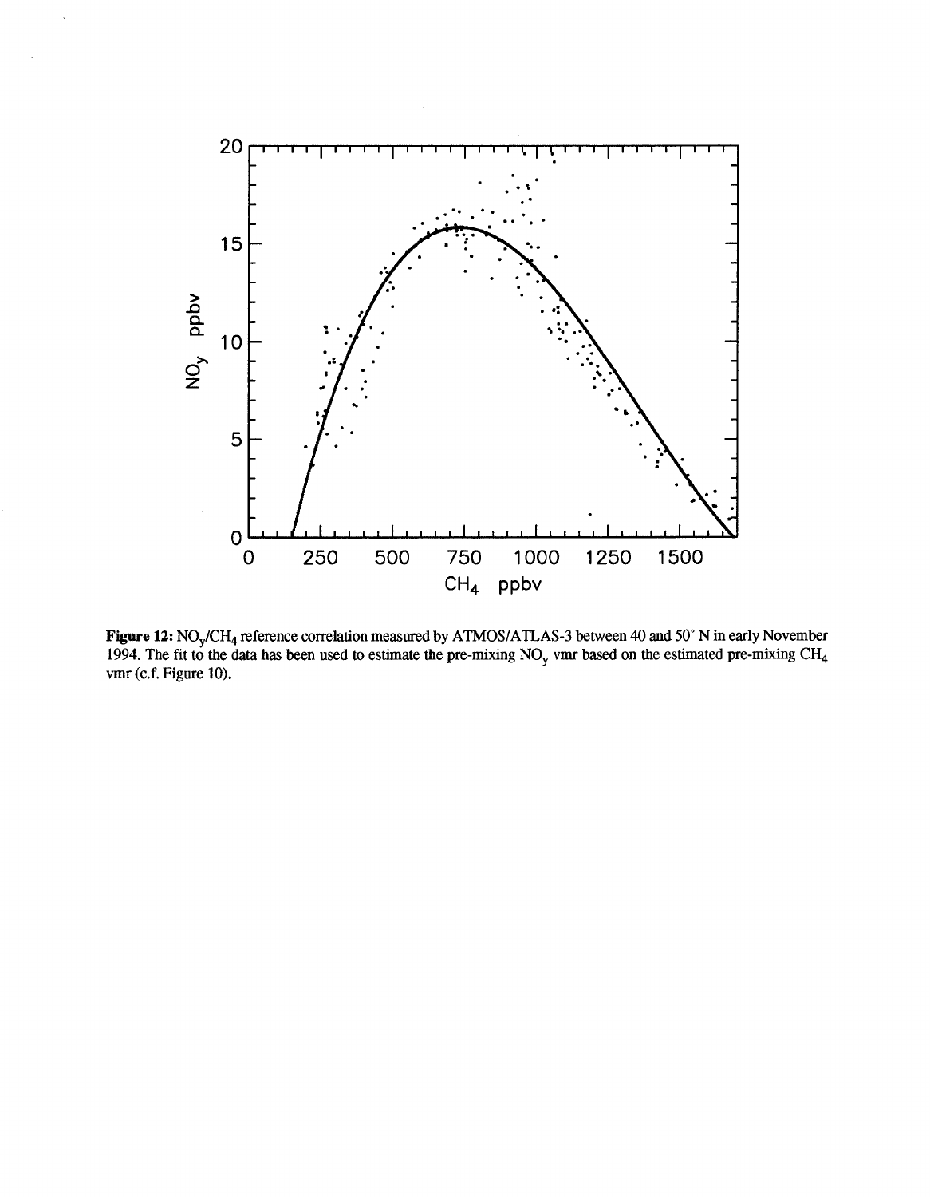**Figure 12:** $NO_y/CH_4$ reference correlation measured by ATMOS/ATLAS-3 between 40 and 50° N in early November 1994. The fit to the data has been used to estimate the pre-mixing $NO_y$ vmr based on the estimated pre-mixing $CH_4$ vmr (c.f. Figure 10).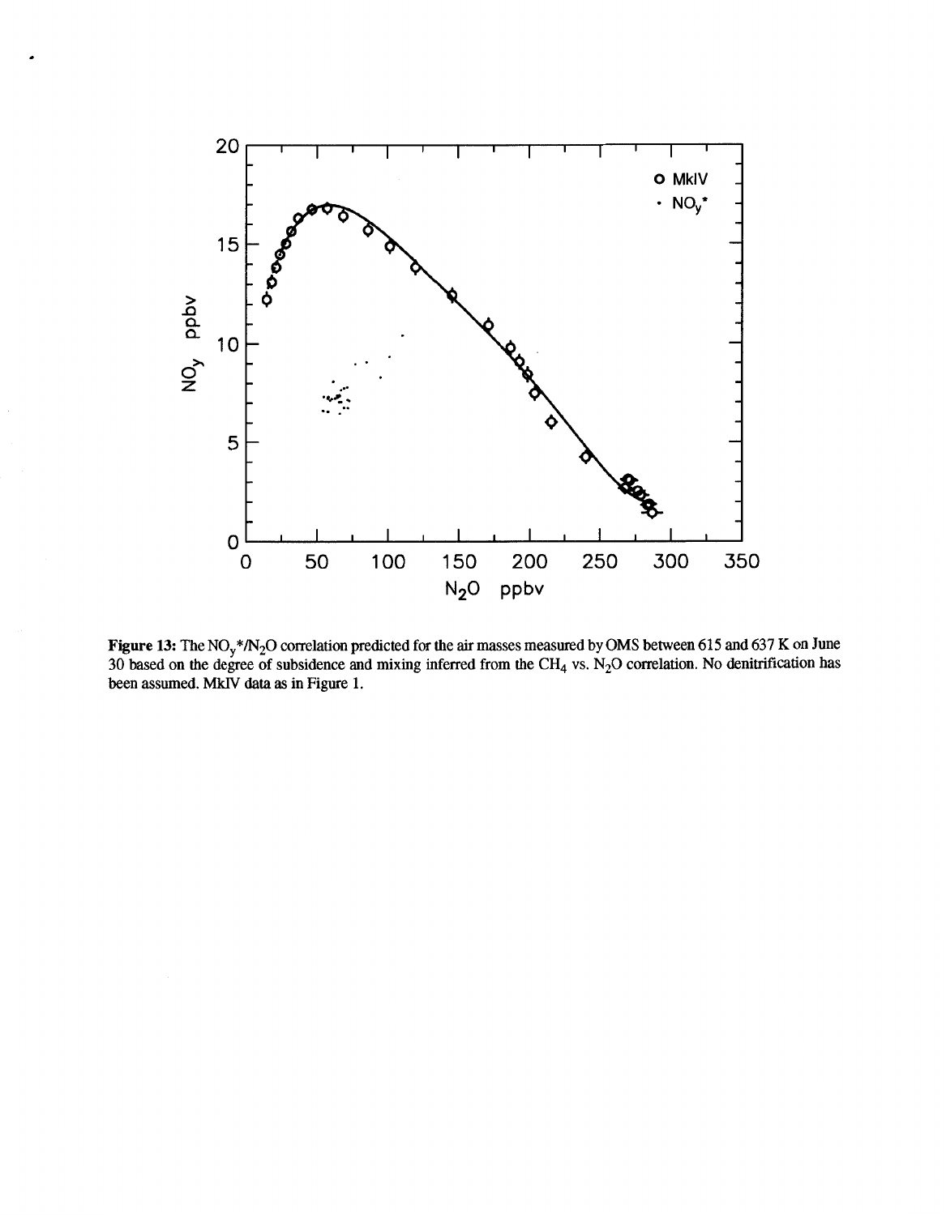20

15

10

5

0

0 50 100 150 200 250 300 350

$N_2O$ ppbv

$NO_y$ ppbv

MkIV

$NO_y$*

**Figure 13:** The $NO_y$*/$N_2O$ correlation predicted for the air masses measured by OMS between 615 and 637 K on June 30 based on the degree of subsidence and mixing inferred from the $CH_4$ vs. $N_2O$ correlation. No denitrification has been assumed. MkIV data as in Figure 1.